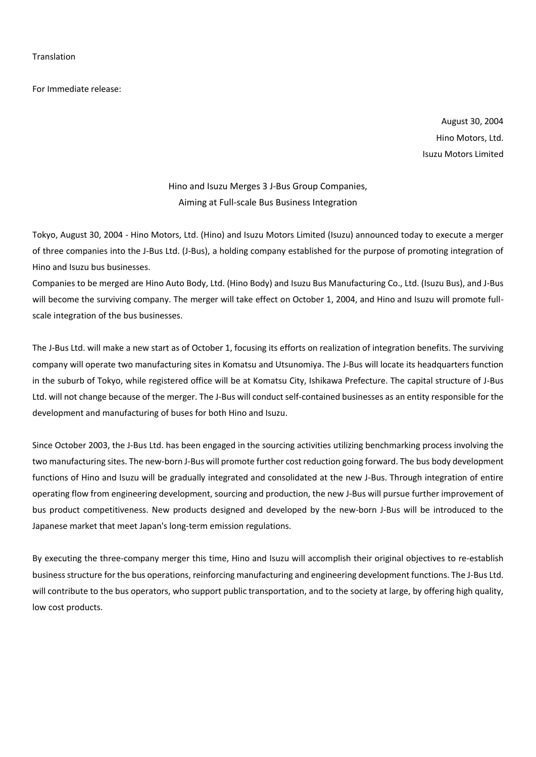Translation

For Immediate release:

August 30, 2004
Hino Motors, Ltd.
Isuzu Motors Limited

# Hino and Isuzu Merges 3 J-Bus Group Companies, Aiming at Full-scale Bus Business Integration

Tokyo, August 30, 2004 - Hino Motors, Ltd. (Hino) and Isuzu Motors Limited (Isuzu) announced today to execute a merger of three companies into the J-Bus Ltd. (J-Bus), a holding company established for the purpose of promoting integration of Hino and Isuzu bus businesses.
Companies to be merged are Hino Auto Body, Ltd. (Hino Body) and Isuzu Bus Manufacturing Co., Ltd. (Isuzu Bus), and J-Bus will become the surviving company. The merger will take effect on October 1, 2004, and Hino and Isuzu will promote full-scale integration of the bus businesses.

The J-Bus Ltd. will make a new start as of October 1, focusing its efforts on realization of integration benefits. The surviving company will operate two manufacturing sites in Komatsu and Utsunomiya. The J-Bus will locate its headquarters function in the suburb of Tokyo, while registered office will be at Komatsu City, Ishikawa Prefecture. The capital structure of J-Bus Ltd. will not change because of the merger. The J-Bus will conduct self-contained businesses as an entity responsible for the development and manufacturing of buses for both Hino and Isuzu.

Since October 2003, the J-Bus Ltd. has been engaged in the sourcing activities utilizing benchmarking process involving the two manufacturing sites. The new-born J-Bus will promote further cost reduction going forward. The bus body development functions of Hino and Isuzu will be gradually integrated and consolidated at the new J-Bus. Through integration of entire operating flow from engineering development, sourcing and production, the new J-Bus will pursue further improvement of bus product competitiveness. New products designed and developed by the new-born J-Bus will be introduced to the Japanese market that meet Japan's long-term emission regulations.

By executing the three-company merger this time, Hino and Isuzu will accomplish their original objectives to re-establish business structure for the bus operations, reinforcing manufacturing and engineering development functions. The J-Bus Ltd. will contribute to the bus operators, who support public transportation, and to the society at large, by offering high quality, low cost products.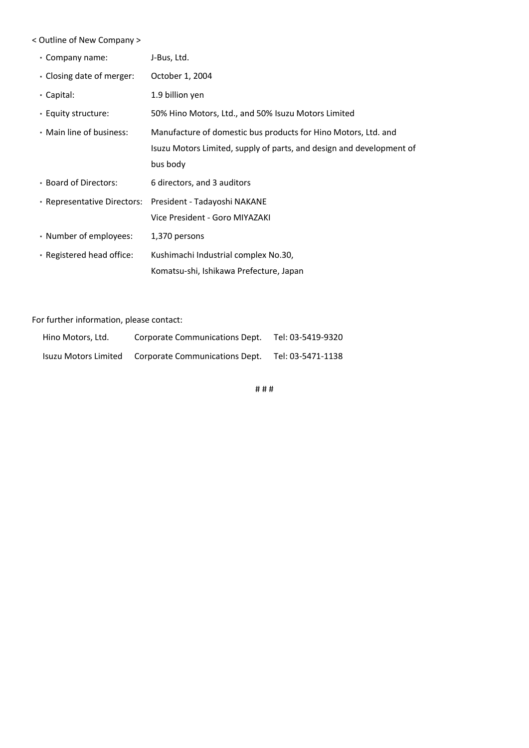< Outline of New Company >

- Company name: J-Bus, Ltd.
- Closing date of merger: October 1, 2004
- Capital: 1.9 billion yen
- Equity structure: 50% Hino Motors, Ltd., and 50% Isuzu Motors Limited
- Main line of business: Manufacture of domestic bus products for Hino Motors, Ltd. and Isuzu Motors Limited, supply of parts, and design and development of bus body
- Board of Directors: 6 directors, and 3 auditors
- Representative Directors: President - Tadayoshi NAKANE
  Vice President - Goro MIYAZAKI
- Number of employees: 1,370 persons
- Registered head office: Kushimachi Industrial complex No.30,
  Komatsu-shi, Ishikawa Prefecture, Japan

For further information, please contact:

| | | |
|---|---|---|
| Hino Motors, Ltd. | Corporate Communications Dept. | Tel: 03-5419-9320 |
| Isuzu Motors Limited | Corporate Communications Dept. | Tel: 03-5471-1138 |

# # #